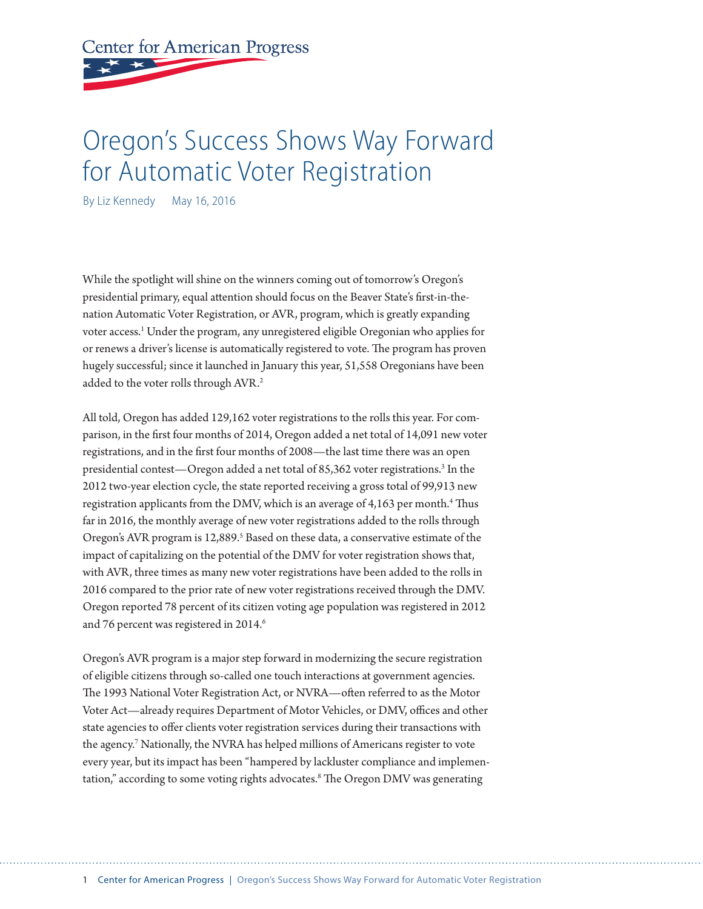Center for American Progress

# Oregon's Success Shows Way Forward for Automatic Voter Registration

By Liz Kennedy    May 16, 2016

While the spotlight will shine on the winners coming out of tomorrow's Oregon's presidential primary, equal attention should focus on the Beaver State's first-in-the-nation Automatic Voter Registration, or AVR, program, which is greatly expanding voter access.[1] Under the program, any unregistered eligible Oregonian who applies for or renews a driver's license is automatically registered to vote. The program has proven hugely successful; since it launched in January this year, 51,558 Oregonians have been added to the voter rolls through AVR.[2]

All told, Oregon has added 129,162 voter registrations to the rolls this year. For comparison, in the first four months of 2014, Oregon added a net total of 14,091 new voter registrations, and in the first four months of 2008—the last time there was an open presidential contest—Oregon added a net total of 85,362 voter registrations.[3] In the 2012 two-year election cycle, the state reported receiving a gross total of 99,913 new registration applicants from the DMV, which is an average of 4,163 per month.[4] Thus far in 2016, the monthly average of new voter registrations added to the rolls through Oregon's AVR program is 12,889.[5] Based on these data, a conservative estimate of the impact of capitalizing on the potential of the DMV for voter registration shows that, with AVR, three times as many new voter registrations have been added to the rolls in 2016 compared to the prior rate of new voter registrations received through the DMV. Oregon reported 78 percent of its citizen voting age population was registered in 2012 and 76 percent was registered in 2014.[6]

Oregon's AVR program is a major step forward in modernizing the secure registration of eligible citizens through so-called one touch interactions at government agencies. The 1993 National Voter Registration Act, or NVRA—often referred to as the Motor Voter Act—already requires Department of Motor Vehicles, or DMV, offices and other state agencies to offer clients voter registration services during their transactions with the agency.[7] Nationally, the NVRA has helped millions of Americans register to vote every year, but its impact has been "hampered by lackluster compliance and implementation," according to some voting rights advocates.[8] The Oregon DMV was generating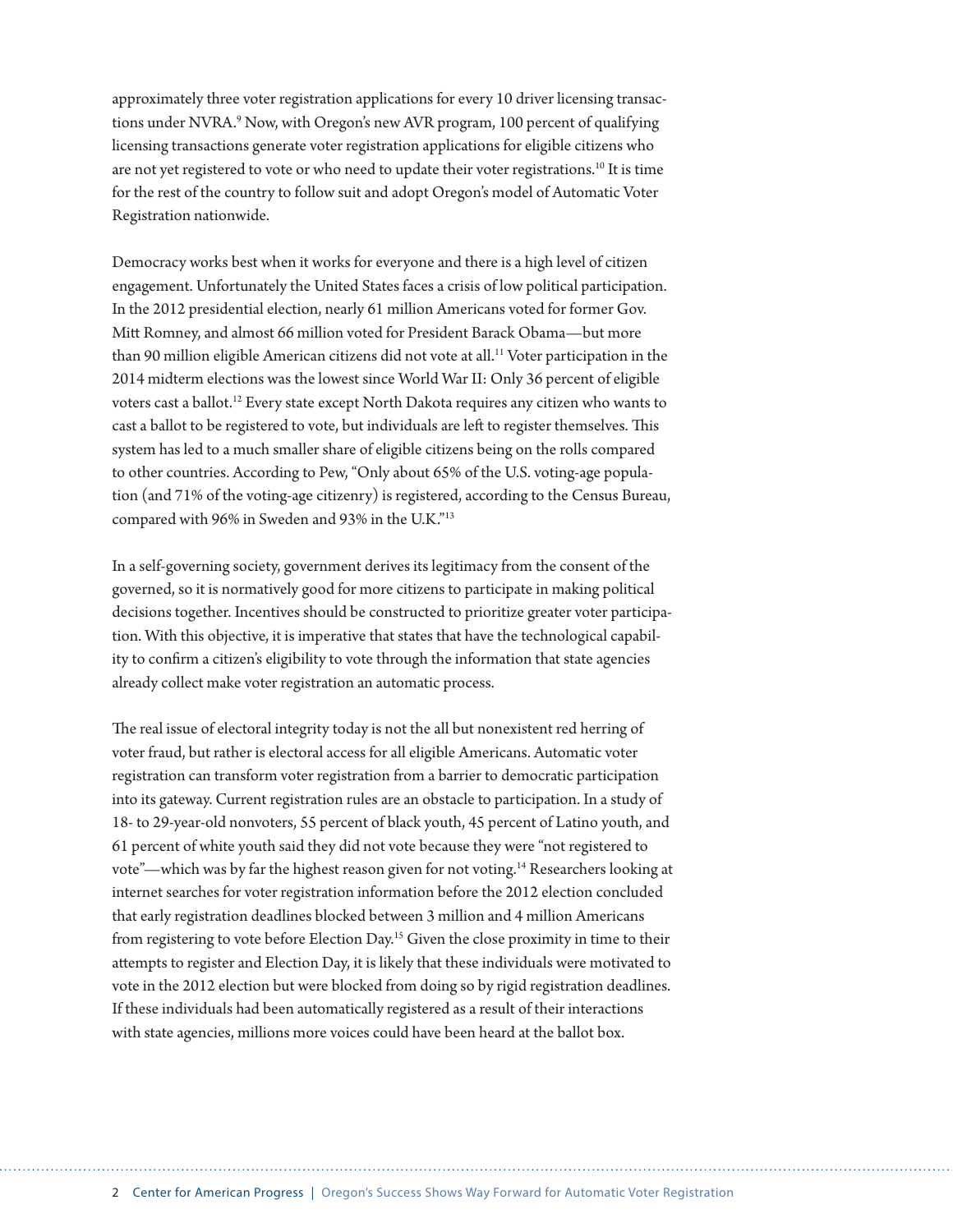approximately three voter registration applications for every 10 driver licensing transactions under NVRA.[9] Now, with Oregon's new AVR program, 100 percent of qualifying licensing transactions generate voter registration applications for eligible citizens who are not yet registered to vote or who need to update their voter registrations.[10] It is time for the rest of the country to follow suit and adopt Oregon's model of Automatic Voter Registration nationwide.

Democracy works best when it works for everyone and there is a high level of citizen engagement. Unfortunately the United States faces a crisis of low political participation. In the 2012 presidential election, nearly 61 million Americans voted for former Gov. Mitt Romney, and almost 66 million voted for President Barack Obama—but more than 90 million eligible American citizens did not vote at all.[11] Voter participation in the 2014 midterm elections was the lowest since World War II: Only 36 percent of eligible voters cast a ballot.[12] Every state except North Dakota requires any citizen who wants to cast a ballot to be registered to vote, but individuals are left to register themselves. This system has led to a much smaller share of eligible citizens being on the rolls compared to other countries. According to Pew, "Only about 65% of the U.S. voting-age population (and 71% of the voting-age citizenry) is registered, according to the Census Bureau, compared with 96% in Sweden and 93% in the U.K."[13]

In a self-governing society, government derives its legitimacy from the consent of the governed, so it is normatively good for more citizens to participate in making political decisions together. Incentives should be constructed to prioritize greater voter participation. With this objective, it is imperative that states that have the technological capability to confirm a citizen's eligibility to vote through the information that state agencies already collect make voter registration an automatic process.

The real issue of electoral integrity today is not the all but nonexistent red herring of voter fraud, but rather is electoral access for all eligible Americans. Automatic voter registration can transform voter registration from a barrier to democratic participation into its gateway. Current registration rules are an obstacle to participation. In a study of 18- to 29-year-old nonvoters, 55 percent of black youth, 45 percent of Latino youth, and 61 percent of white youth said they did not vote because they were "not registered to vote"—which was by far the highest reason given for not voting.[14] Researchers looking at internet searches for voter registration information before the 2012 election concluded that early registration deadlines blocked between 3 million and 4 million Americans from registering to vote before Election Day.[15] Given the close proximity in time to their attempts to register and Election Day, it is likely that these individuals were motivated to vote in the 2012 election but were blocked from doing so by rigid registration deadlines. If these individuals had been automatically registered as a result of their interactions with state agencies, millions more voices could have been heard at the ballot box.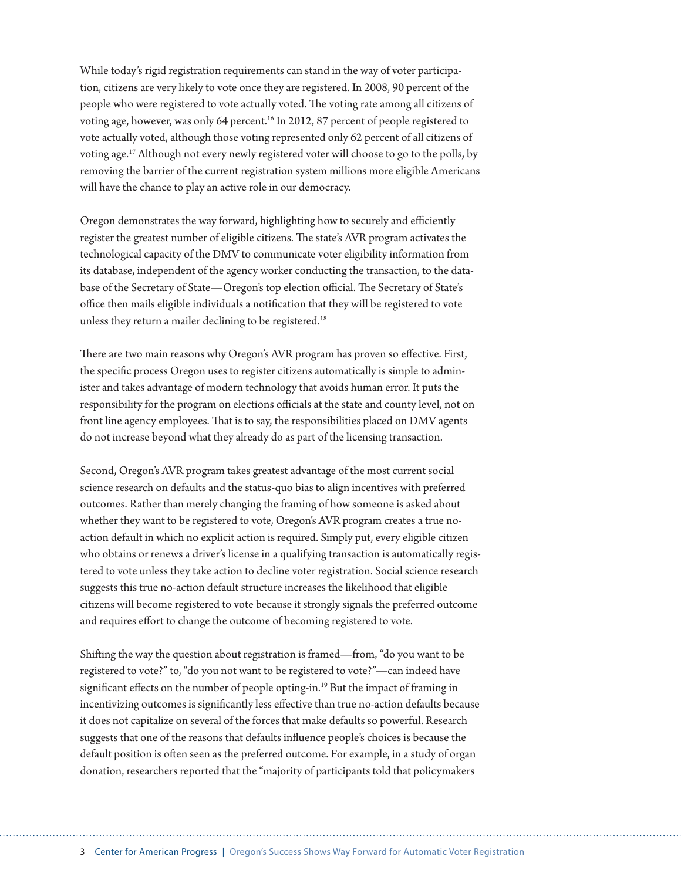While today's rigid registration requirements can stand in the way of voter participation, citizens are very likely to vote once they are registered. In 2008, 90 percent of the people who were registered to vote actually voted. The voting rate among all citizens of voting age, however, was only 64 percent.[16] In 2012, 87 percent of people registered to vote actually voted, although those voting represented only 62 percent of all citizens of voting age.[17] Although not every newly registered voter will choose to go to the polls, by removing the barrier of the current registration system millions more eligible Americans will have the chance to play an active role in our democracy.

Oregon demonstrates the way forward, highlighting how to securely and efficiently register the greatest number of eligible citizens. The state's AVR program activates the technological capacity of the DMV to communicate voter eligibility information from its database, independent of the agency worker conducting the transaction, to the database of the Secretary of State—Oregon's top election official. The Secretary of State's office then mails eligible individuals a notification that they will be registered to vote unless they return a mailer declining to be registered.[18]

There are two main reasons why Oregon's AVR program has proven so effective. First, the specific process Oregon uses to register citizens automatically is simple to administer and takes advantage of modern technology that avoids human error. It puts the responsibility for the program on elections officials at the state and county level, not on front line agency employees. That is to say, the responsibilities placed on DMV agents do not increase beyond what they already do as part of the licensing transaction.

Second, Oregon's AVR program takes greatest advantage of the most current social science research on defaults and the status-quo bias to align incentives with preferred outcomes. Rather than merely changing the framing of how someone is asked about whether they want to be registered to vote, Oregon's AVR program creates a true no-action default in which no explicit action is required. Simply put, every eligible citizen who obtains or renews a driver's license in a qualifying transaction is automatically registered to vote unless they take action to decline voter registration. Social science research suggests this true no-action default structure increases the likelihood that eligible citizens will become registered to vote because it strongly signals the preferred outcome and requires effort to change the outcome of becoming registered to vote.

Shifting the way the question about registration is framed—from, "do you want to be registered to vote?" to, "do you not want to be registered to vote?"—can indeed have significant effects on the number of people opting-in.[19] But the impact of framing in incentivizing outcomes is significantly less effective than true no-action defaults because it does not capitalize on several of the forces that make defaults so powerful. Research suggests that one of the reasons that defaults influence people's choices is because the default position is often seen as the preferred outcome. For example, in a study of organ donation, researchers reported that the "majority of participants told that policymakers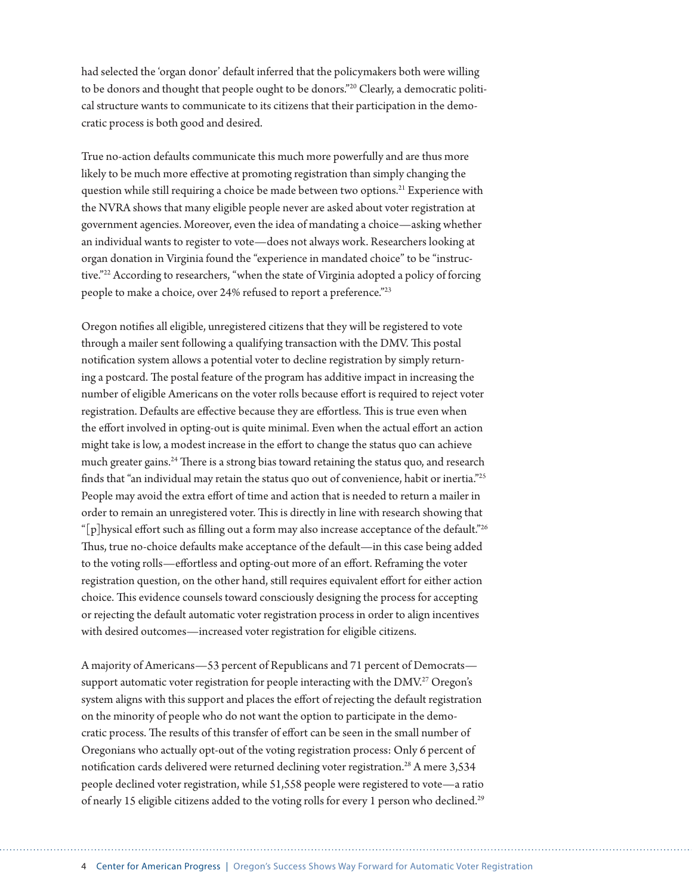had selected the 'organ donor' default inferred that the policymakers both were willing to be donors and thought that people ought to be donors."[20] Clearly, a democratic political structure wants to communicate to its citizens that their participation in the democratic process is both good and desired.

True no-action defaults communicate this much more powerfully and are thus more likely to be much more effective at promoting registration than simply changing the question while still requiring a choice be made between two options.[21] Experience with the NVRA shows that many eligible people never are asked about voter registration at government agencies. Moreover, even the idea of mandating a choice—asking whether an individual wants to register to vote—does not always work. Researchers looking at organ donation in Virginia found the "experience in mandated choice" to be "instructive."[22] According to researchers, "when the state of Virginia adopted a policy of forcing people to make a choice, over 24% refused to report a preference."[23]

Oregon notifies all eligible, unregistered citizens that they will be registered to vote through a mailer sent following a qualifying transaction with the DMV. This postal notification system allows a potential voter to decline registration by simply returning a postcard. The postal feature of the program has additive impact in increasing the number of eligible Americans on the voter rolls because effort is required to reject voter registration. Defaults are effective because they are effortless. This is true even when the effort involved in opting-out is quite minimal. Even when the actual effort an action might take is low, a modest increase in the effort to change the status quo can achieve much greater gains.[24] There is a strong bias toward retaining the status quo, and research finds that "an individual may retain the status quo out of convenience, habit or inertia."[25] People may avoid the extra effort of time and action that is needed to return a mailer in order to remain an unregistered voter. This is directly in line with research showing that "[p]hysical effort such as filling out a form may also increase acceptance of the default."[26] Thus, true no-choice defaults make acceptance of the default—in this case being added to the voting rolls—effortless and opting-out more of an effort. Reframing the voter registration question, on the other hand, still requires equivalent effort for either action choice. This evidence counsels toward consciously designing the process for accepting or rejecting the default automatic voter registration process in order to align incentives with desired outcomes—increased voter registration for eligible citizens.

A majority of Americans—53 percent of Republicans and 71 percent of Democrats—support automatic voter registration for people interacting with the DMV.[27] Oregon's system aligns with this support and places the effort of rejecting the default registration on the minority of people who do not want the option to participate in the democratic process. The results of this transfer of effort can be seen in the small number of Oregonians who actually opt-out of the voting registration process: Only 6 percent of notification cards delivered were returned declining voter registration.[28] A mere 3,534 people declined voter registration, while 51,558 people were registered to vote—a ratio of nearly 15 eligible citizens added to the voting rolls for every 1 person who declined.[29]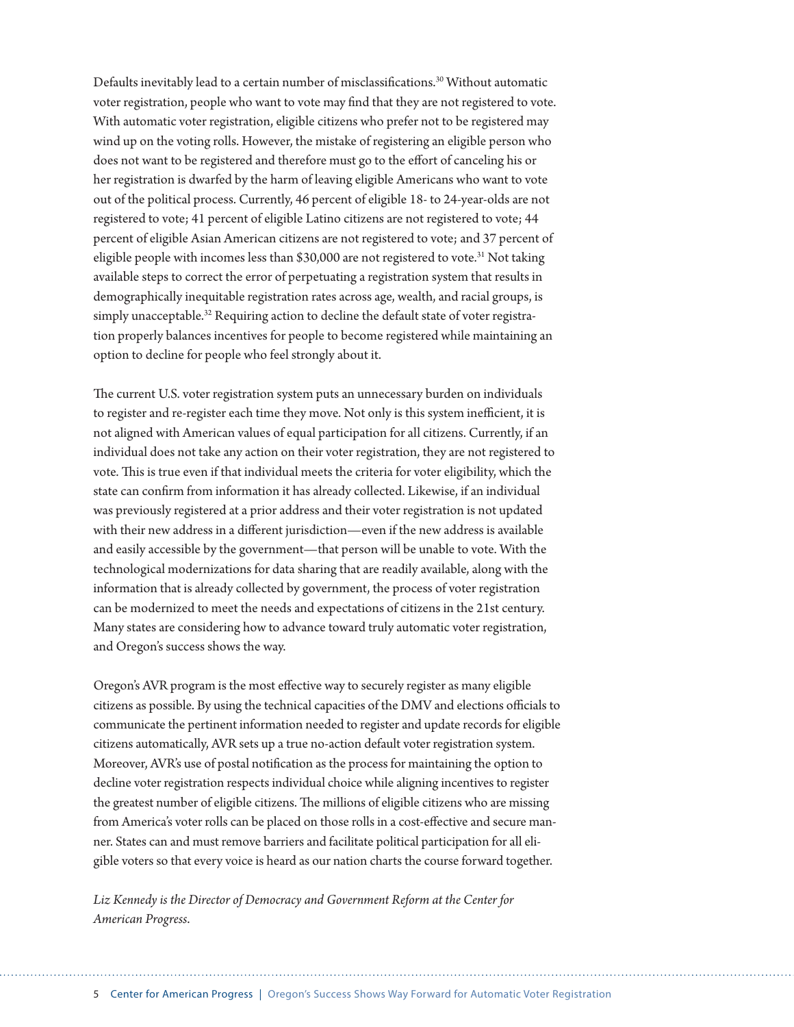Defaults inevitably lead to a certain number of misclassifications.[30] Without automatic voter registration, people who want to vote may find that they are not registered to vote. With automatic voter registration, eligible citizens who prefer not to be registered may wind up on the voting rolls. However, the mistake of registering an eligible person who does not want to be registered and therefore must go to the effort of canceling his or her registration is dwarfed by the harm of leaving eligible Americans who want to vote out of the political process. Currently, 46 percent of eligible 18- to 24-year-olds are not registered to vote; 41 percent of eligible Latino citizens are not registered to vote; 44 percent of eligible Asian American citizens are not registered to vote; and 37 percent of eligible people with incomes less than $30,000 are not registered to vote.[31] Not taking available steps to correct the error of perpetuating a registration system that results in demographically inequitable registration rates across age, wealth, and racial groups, is simply unacceptable.[32] Requiring action to decline the default state of voter registration properly balances incentives for people to become registered while maintaining an option to decline for people who feel strongly about it.

The current U.S. voter registration system puts an unnecessary burden on individuals to register and re-register each time they move. Not only is this system inefficient, it is not aligned with American values of equal participation for all citizens. Currently, if an individual does not take any action on their voter registration, they are not registered to vote. This is true even if that individual meets the criteria for voter eligibility, which the state can confirm from information it has already collected. Likewise, if an individual was previously registered at a prior address and their voter registration is not updated with their new address in a different jurisdiction—even if the new address is available and easily accessible by the government—that person will be unable to vote. With the technological modernizations for data sharing that are readily available, along with the information that is already collected by government, the process of voter registration can be modernized to meet the needs and expectations of citizens in the 21st century. Many states are considering how to advance toward truly automatic voter registration, and Oregon's success shows the way.

Oregon's AVR program is the most effective way to securely register as many eligible citizens as possible. By using the technical capacities of the DMV and elections officials to communicate the pertinent information needed to register and update records for eligible citizens automatically, AVR sets up a true no-action default voter registration system. Moreover, AVR's use of postal notification as the process for maintaining the option to decline voter registration respects individual choice while aligning incentives to register the greatest number of eligible citizens. The millions of eligible citizens who are missing from America's voter rolls can be placed on those rolls in a cost-effective and secure manner. States can and must remove barriers and facilitate political participation for all eligible voters so that every voice is heard as our nation charts the course forward together.

*Liz Kennedy is the Director of Democracy and Government Reform at the Center for American Progress.*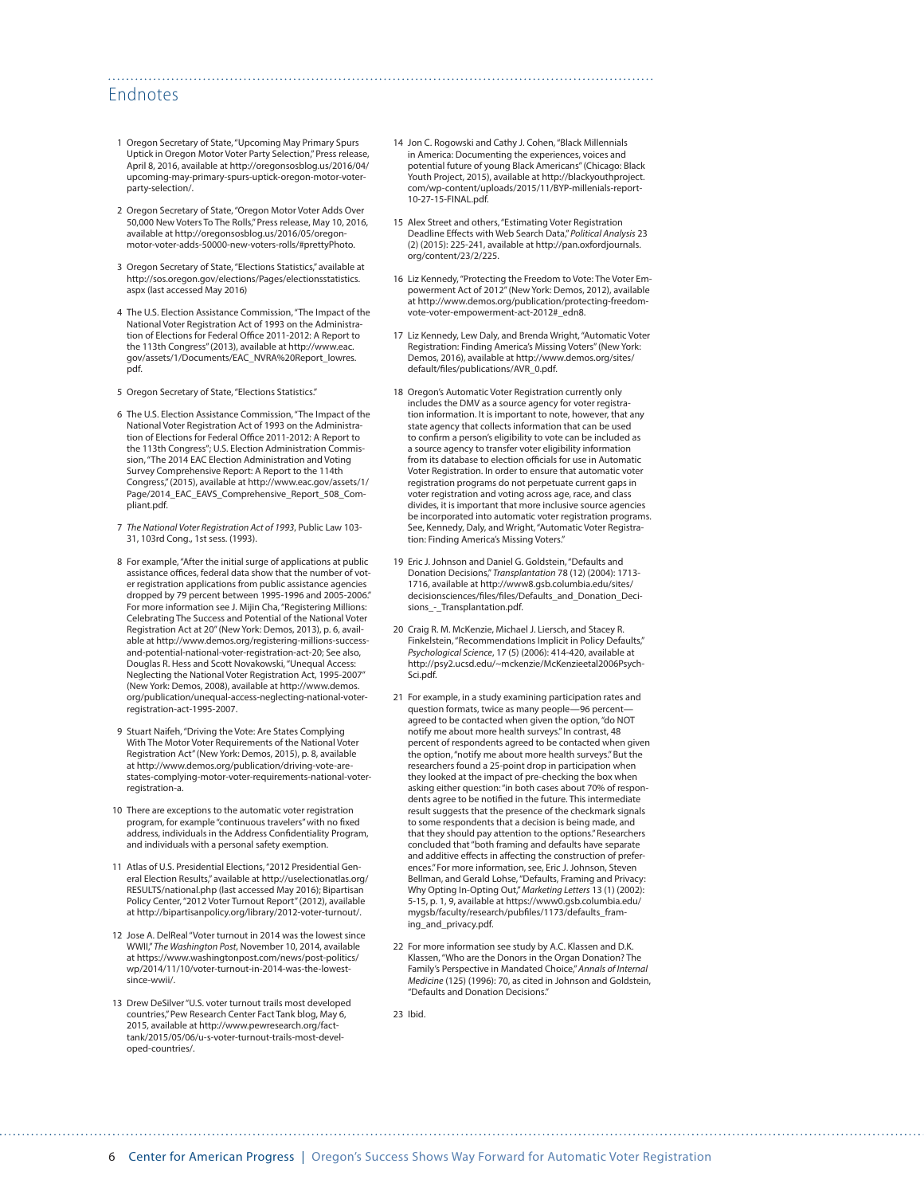## Endnotes

1 Oregon Secretary of State, "Upcoming May Primary Spurs Uptick in Oregon Motor Voter Party Selection," Press release, April 8, 2016, available at http://oregonsosblog.us/2016/04/upcoming-may-primary-spurs-uptick-oregon-motor-voter-party-selection/.

2 Oregon Secretary of State, "Oregon Motor Voter Adds Over 50,000 New Voters To The Rolls," Press release, May 10, 2016, available at http://oregonsosblog.us/2016/05/oregon-motor-voter-adds-50000-new-voters-rolls/#prettyPhoto.

3 Oregon Secretary of State, "Elections Statistics," available at http://sos.oregon.gov/elections/Pages/electionsstatistics.aspx (last accessed May 2016)

4 The U.S. Election Assistance Commission, "The Impact of the National Voter Registration Act of 1993 on the Administration of Elections for Federal Office 2011-2012: A Report to the 113th Congress" (2013), available at http://www.eac.gov/assets/1/Documents/EAC_NVRA%20Report_lowres.pdf.

5 Oregon Secretary of State, "Elections Statistics."

6 The U.S. Election Assistance Commission, "The Impact of the National Voter Registration Act of 1993 on the Administration of Elections for Federal Office 2011-2012: A Report to the 113th Congress"; U.S. Election Administration Commission, "The 2014 EAC Election Administration and Voting Survey Comprehensive Report: A Report to the 114th Congress," (2015), available at http://www.eac.gov/assets/1/Page/2014_EAC_EAVS_Comprehensive_Report_508_Compliant.pdf.

7 *The National Voter Registration Act of 1993*, Public Law 103-31, 103rd Cong., 1st sess. (1993).

8 For example, "After the initial surge of applications at public assistance offices, federal data show that the number of voter registration applications from public assistance agencies dropped by 79 percent between 1995-1996 and 2005-2006." For more information see J. Mijin Cha, "Registering Millions: Celebrating The Success and Potential of the National Voter Registration Act at 20" (New York: Demos, 2013), p. 6, available at http://www.demos.org/registering-millions-success-and-potential-national-voter-registration-act-20; See also, Douglas R. Hess and Scott Novakowski, "Unequal Access: Neglecting the National Voter Registration Act, 1995-2007" (New York: Demos, 2008), available at http://www.demos.org/publication/unequal-access-neglecting-national-voter-registration-act-1995-2007.

9 Stuart Naifeh, "Driving the Vote: Are States Complying With The Motor Voter Requirements of the National Voter Registration Act" (New York: Demos, 2015), p. 8, available at http://www.demos.org/publication/driving-vote-are-states-complying-motor-voter-requirements-national-voter-registration-a.

10 There are exceptions to the automatic voter registration program, for example "continuous travelers" with no fixed address, individuals in the Address Confidentiality Program, and individuals with a personal safety exemption.

11 Atlas of U.S. Presidential Elections, "2012 Presidential General Election Results," available at http://uselectionatlas.org/RESULTS/national.php (last accessed May 2016); Bipartisan Policy Center, "2012 Voter Turnout Report" (2012), available at http://bipartisanpolicy.org/library/2012-voter-turnout/.

12 Jose A. DelReal "Voter turnout in 2014 was the lowest since WWII," *The Washington Post*, November 10, 2014, available at https://www.washingtonpost.com/news/post-politics/wp/2014/11/10/voter-turnout-in-2014-was-the-lowest-since-wwii/.

13 Drew DeSilver "U.S. voter turnout trails most developed countries," Pew Research Center Fact Tank blog, May 6, 2015, available at http://www.pewresearch.org/fact-tank/2015/05/06/u-s-voter-turnout-trails-most-developed-countries/.

14 Jon C. Rogowski and Cathy J. Cohen, "Black Millennials in America: Documenting the experiences, voices and potential future of young Black Americans" (Chicago: Black Youth Project, 2015), available at http://blackyouthproject.com/wp-content/uploads/2015/11/BYP-millenials-report-10-27-15-FINAL.pdf.

15 Alex Street and others, "Estimating Voter Registration Deadline Effects with Web Search Data," *Political Analysis* 23 (2) (2015): 225-241, available at http://pan.oxfordjournals.org/content/23/2/225.

16 Liz Kennedy, "Protecting the Freedom to Vote: The Voter Empowerment Act of 2012" (New York: Demos, 2012), available at http://www.demos.org/publication/protecting-freedom-vote-voter-empowerment-act-2012#_edn8.

17 Liz Kennedy, Lew Daly, and Brenda Wright, "Automatic Voter Registration: Finding America's Missing Voters" (New York: Demos, 2016), available at http://www.demos.org/sites/default/files/publications/AVR_0.pdf.

18 Oregon's Automatic Voter Registration currently only includes the DMV as a source agency for voter registration information. It is important to note, however, that any state agency that collects information that can be used to confirm a person's eligibility to vote can be included as a source agency to transfer voter eligibility information from its database to election officials for use in Automatic Voter Registration. In order to ensure that automatic voter registration programs do not perpetuate current gaps in voter registration and voting across age, race, and class divides, it is important that more inclusive source agencies be incorporated into automatic voter registration programs. See, Kennedy, Daly, and Wright, "Automatic Voter Registration: Finding America's Missing Voters."

19 Eric J. Johnson and Daniel G. Goldstein, "Defaults and Donation Decisions," *Transplantation* 78 (12) (2004): 1713-1716, available at http://www8.gsb.columbia.edu/sites/decisionsciences/files/files/Defaults_and_Donation_Decisions_-_Transplantation.pdf.

20 Craig R. M. McKenzie, Michael J. Liersch, and Stacey R. Finkelstein, "Recommendations Implicit in Policy Defaults," *Psychological Science*, 17 (5) (2006): 414-420, available at http://psy2.ucsd.edu/~mckenzie/McKenzieetal2006PsychSci.pdf.

21 For example, in a study examining participation rates and question formats, twice as many people—96 percent—agreed to be contacted when given the option, "do NOT notify me about more health surveys." In contrast, 48 percent of respondents agreed to be contacted when given the option, "notify me about more health surveys." But the researchers found a 25-point drop in participation when they looked at the impact of pre-checking the box when asking either question: "in both cases about 70% of respondents agree to be notified in the future. This intermediate result suggests that the presence of the checkmark signals to some respondents that a decision is being made, and that they should pay attention to the options." Researchers concluded that "both framing and defaults have separate and additive effects in affecting the construction of preferences." For more information, see, Eric J. Johnson, Steven Bellman, and Gerald Lohse, "Defaults, Framing and Privacy: Why Opting In-Opting Out," *Marketing Letters* 13 (1) (2002): 5-15, p. 1, 9, available at https://www0.gsb.columbia.edu/mygsb/faculty/research/pubfiles/1173/defaults_framing_and_privacy.pdf.

22 For more information see study by A.C. Klassen and D.K. Klassen, "Who are the Donors in the Organ Donation? The Family's Perspective in Mandated Choice," *Annals of Internal Medicine* (125) (1996): 70, as cited in Johnson and Goldstein, "Defaults and Donation Decisions."

23 Ibid.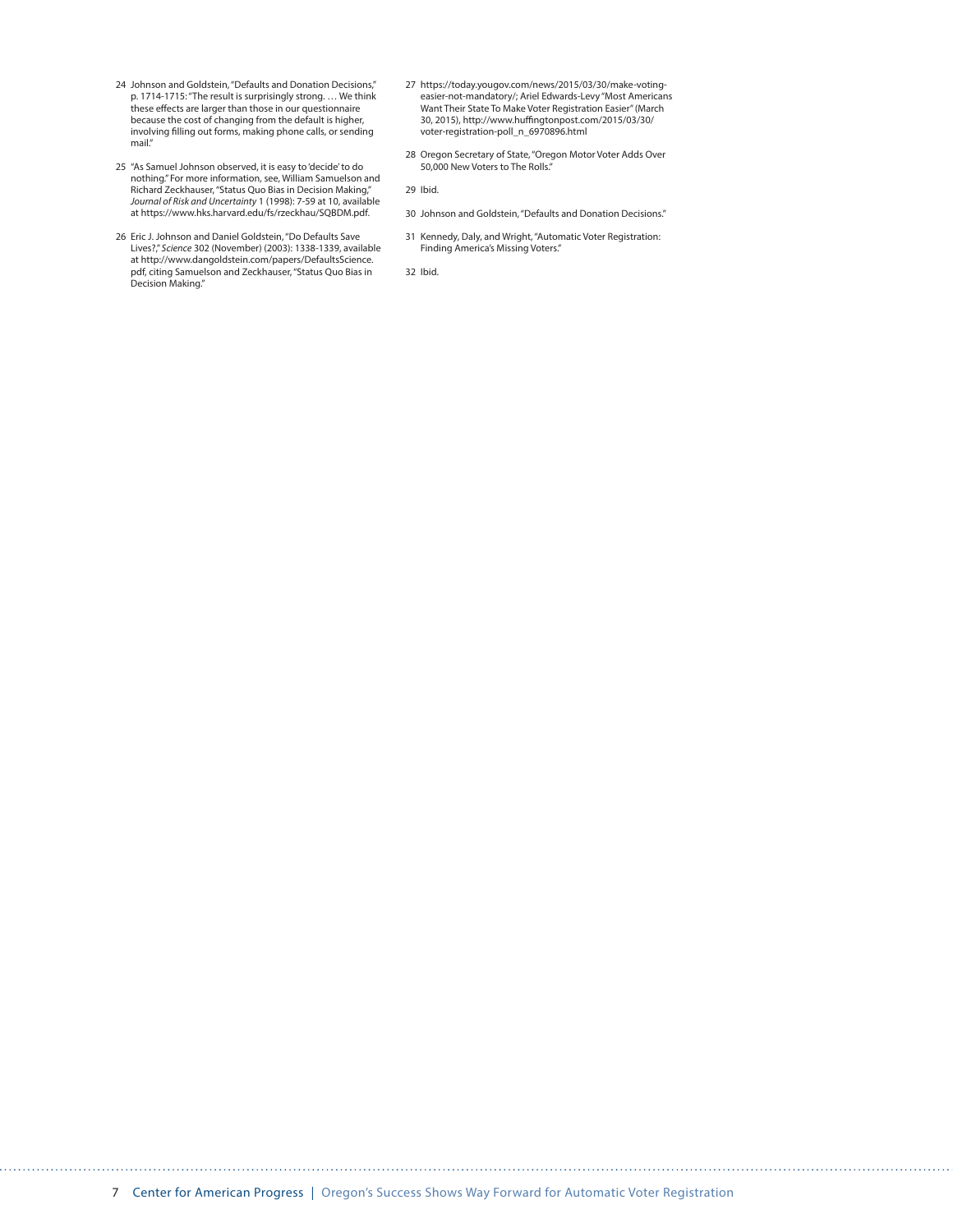24 Johnson and Goldstein, "Defaults and Donation Decisions," p. 1714-1715: "The result is surprisingly strong. … We think these effects are larger than those in our questionnaire because the cost of changing from the default is higher, involving filling out forms, making phone calls, or sending mail."

25 "As Samuel Johnson observed, it is easy to 'decide' to do nothing." For more information, see, William Samuelson and Richard Zeckhauser, "Status Quo Bias in Decision Making," *Journal of Risk and Uncertainty* 1 (1998): 7-59 at 10, available at https://www.hks.harvard.edu/fs/rzeckhau/SQBDM.pdf.

26 Eric J. Johnson and Daniel Goldstein, "Do Defaults Save Lives?," *Science* 302 (November) (2003): 1338-1339, available at http://www.dangoldstein.com/papers/DefaultsScience.pdf, citing Samuelson and Zeckhauser, "Status Quo Bias in Decision Making."

27 https://today.yougov.com/news/2015/03/30/make-voting-easier-not-mandatory/; Ariel Edwards-Levy "Most Americans Want Their State To Make Voter Registration Easier" (March 30, 2015), http://www.huffingtonpost.com/2015/03/30/voter-registration-poll_n_6970896.html

28 Oregon Secretary of State, "Oregon Motor Voter Adds Over 50,000 New Voters to The Rolls."

29 Ibid.

30 Johnson and Goldstein, "Defaults and Donation Decisions."

31 Kennedy, Daly, and Wright, "Automatic Voter Registration: Finding America's Missing Voters."

32 Ibid.